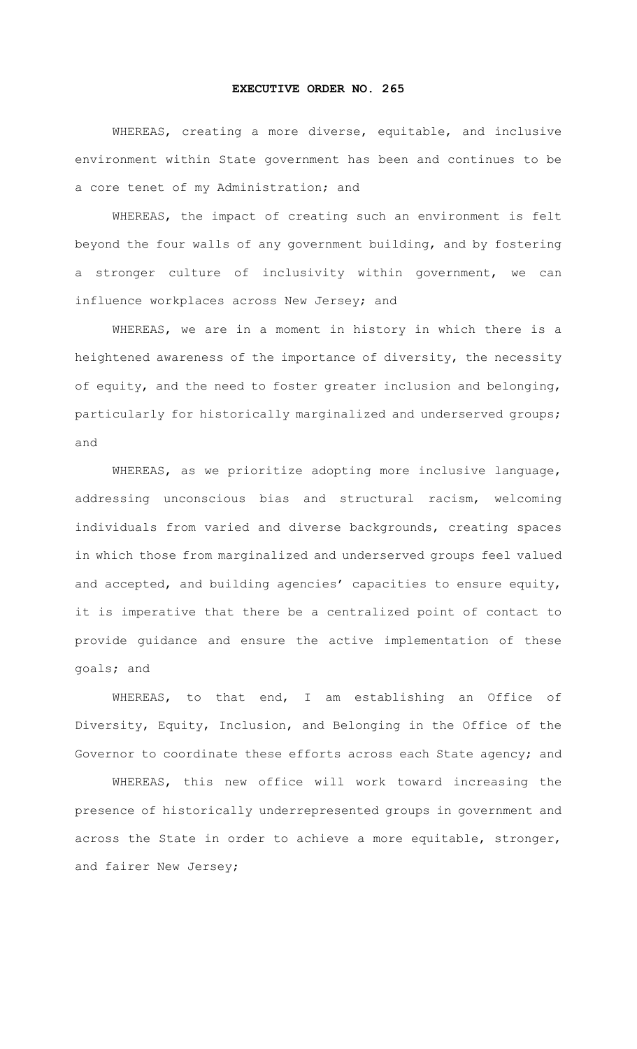# EXECUTIVE ORDER NO. 265

WHEREAS, creating a more diverse, equitable, and inclusive environment within State government has been and continues to be a core tenet of my Administration; and

WHEREAS, the impact of creating such an environment is felt beyond the four walls of any government building, and by fostering a stronger culture of inclusivity within government, we can influence workplaces across New Jersey; and

WHEREAS, we are in a moment in history in which there is a heightened awareness of the importance of diversity, the necessity of equity, and the need to foster greater inclusion and belonging, particularly for historically marginalized and underserved groups; and

WHEREAS, as we prioritize adopting more inclusive language, addressing unconscious bias and structural racism, welcoming individuals from varied and diverse backgrounds, creating spaces in which those from marginalized and underserved groups feel valued and accepted, and building agencies' capacities to ensure equity, it is imperative that there be a centralized point of contact to provide guidance and ensure the active implementation of these goals; and

WHEREAS, to that end, I am establishing an Office of Diversity, Equity, Inclusion, and Belonging in the Office of the Governor to coordinate these efforts across each State agency; and

WHEREAS, this new office will work toward increasing the presence of historically underrepresented groups in government and across the State in order to achieve a more equitable, stronger, and fairer New Jersey;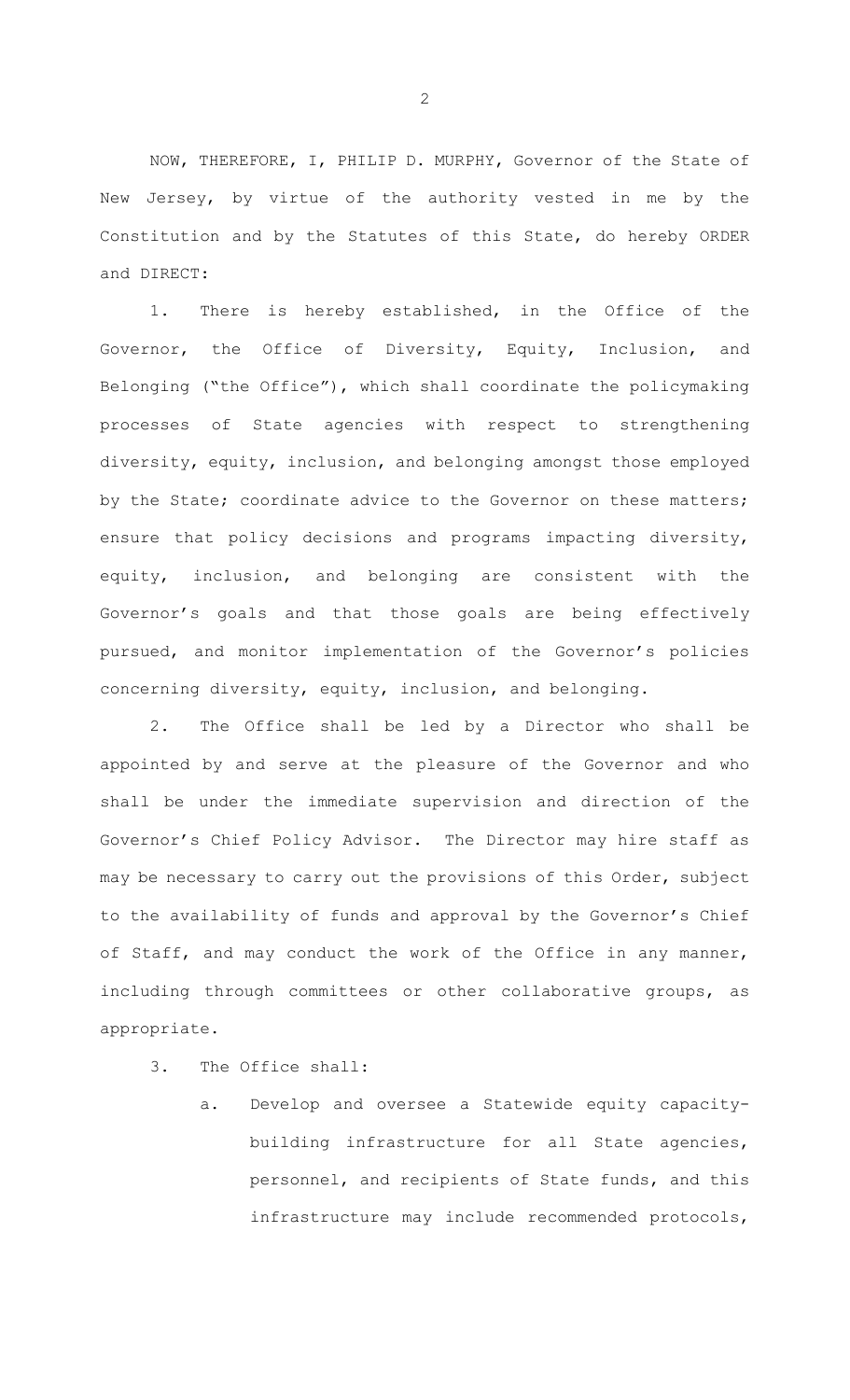NOW, THEREFORE, I, PHILIP D. MURPHY, Governor of the State of New Jersey, by virtue of the authority vested in me by the Constitution and by the Statutes of this State, do hereby ORDER and DIRECT:

1. There is hereby established, in the Office of the Governor, the Office of Diversity, Equity, Inclusion, and Belonging ("the Office"), which shall coordinate the policymaking processes of State agencies with respect to strengthening diversity, equity, inclusion, and belonging amongst those employed by the State; coordinate advice to the Governor on these matters; ensure that policy decisions and programs impacting diversity, equity, inclusion, and belonging are consistent with the Governor's goals and that those goals are being effectively pursued, and monitor implementation of the Governor's policies concerning diversity, equity, inclusion, and belonging.

2. The Office shall be led by a Director who shall be appointed by and serve at the pleasure of the Governor and who shall be under the immediate supervision and direction of the Governor's Chief Policy Advisor. The Director may hire staff as may be necessary to carry out the provisions of this Order, subject to the availability of funds and approval by the Governor's Chief of Staff, and may conduct the work of the Office in any manner, including through committees or other collaborative groups, as appropriate.

3. The Office shall:

   a. Develop and oversee a Statewide equity capacity-building infrastructure for all State agencies, personnel, and recipients of State funds, and this infrastructure may include recommended protocols,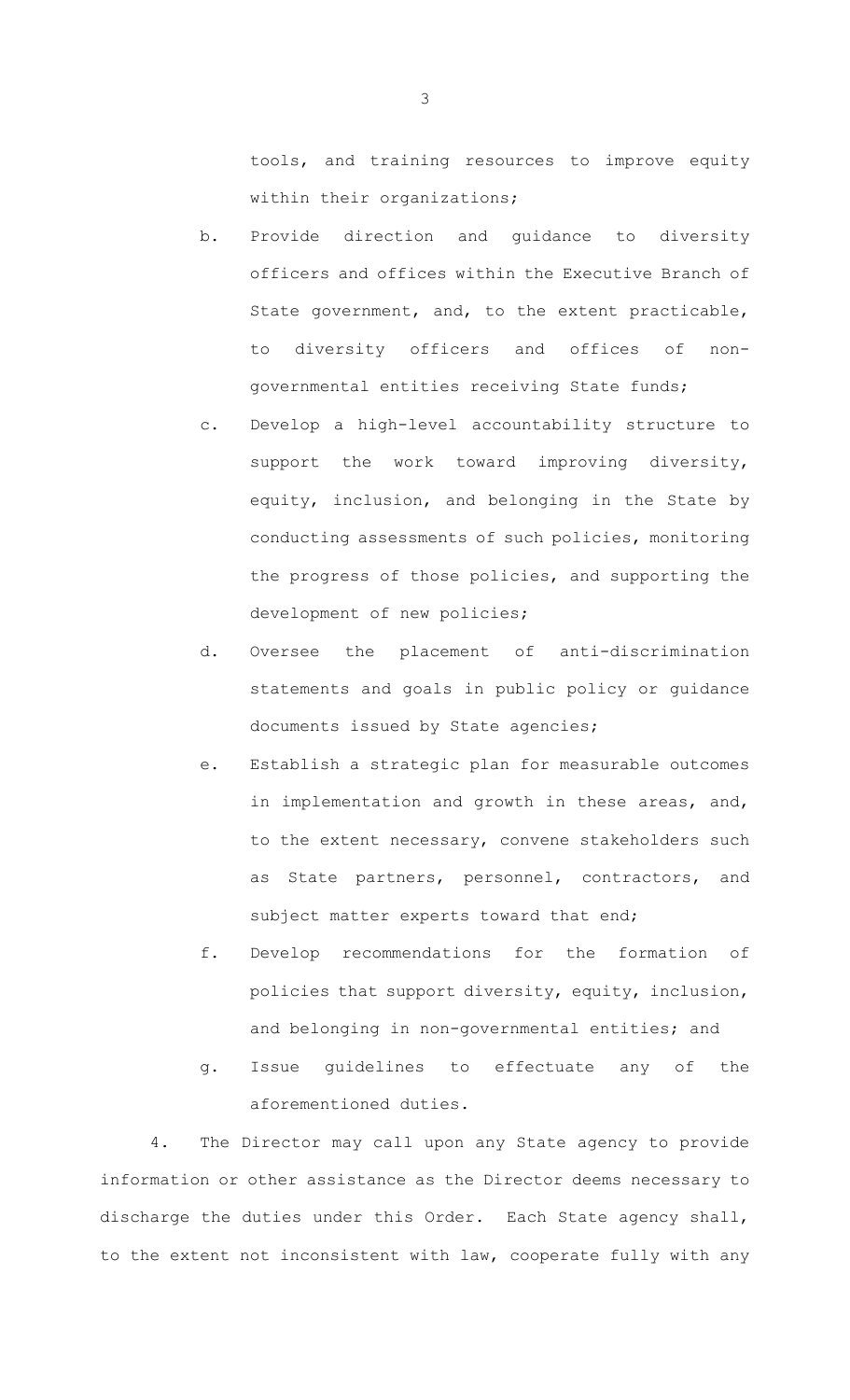tools, and training resources to improve equity within their organizations;

b. Provide direction and guidance to diversity officers and offices within the Executive Branch of State government, and, to the extent practicable, to diversity officers and offices of non-governmental entities receiving State funds;

c. Develop a high-level accountability structure to support the work toward improving diversity, equity, inclusion, and belonging in the State by conducting assessments of such policies, monitoring the progress of those policies, and supporting the development of new policies;

d. Oversee the placement of anti-discrimination statements and goals in public policy or guidance documents issued by State agencies;

e. Establish a strategic plan for measurable outcomes in implementation and growth in these areas, and, to the extent necessary, convene stakeholders such as State partners, personnel, contractors, and subject matter experts toward that end;

f. Develop recommendations for the formation of policies that support diversity, equity, inclusion, and belonging in non-governmental entities; and

g. Issue guidelines to effectuate any of the aforementioned duties.

4. The Director may call upon any State agency to provide information or other assistance as the Director deems necessary to discharge the duties under this Order. Each State agency shall, to the extent not inconsistent with law, cooperate fully with any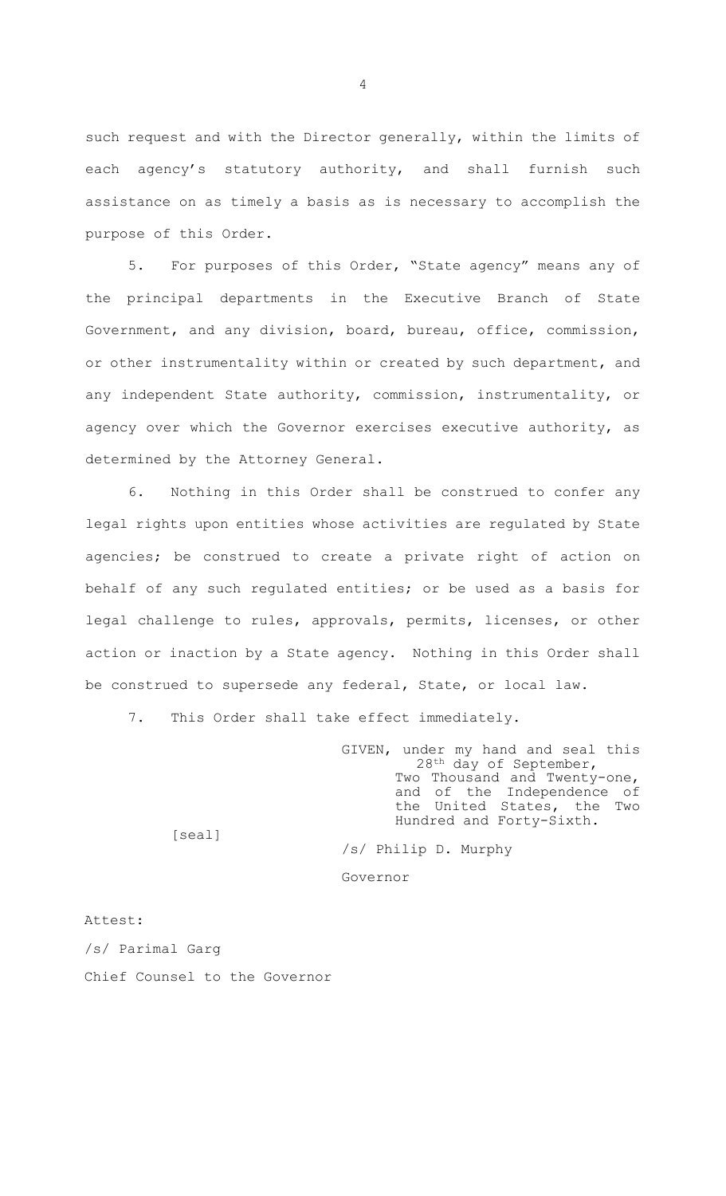such request and with the Director generally, within the limits of each agency's statutory authority, and shall furnish such assistance on as timely a basis as is necessary to accomplish the purpose of this Order.

5. For purposes of this Order, "State agency" means any of the principal departments in the Executive Branch of State Government, and any division, board, bureau, office, commission, or other instrumentality within or created by such department, and any independent State authority, commission, instrumentality, or agency over which the Governor exercises executive authority, as determined by the Attorney General.

6. Nothing in this Order shall be construed to confer any legal rights upon entities whose activities are regulated by State agencies; be construed to create a private right of action on behalf of any such regulated entities; or be used as a basis for legal challenge to rules, approvals, permits, licenses, or other action or inaction by a State agency. Nothing in this Order shall be construed to supersede any federal, State, or local law.

7. This Order shall take effect immediately.

GIVEN, under my hand and seal this 28th day of September, Two Thousand and Twenty-one, and of the Independence of the United States, the Two Hundred and Forty-Sixth.

[seal]

/s/ Philip D. Murphy

Governor

Attest:

/s/ Parimal Garg

Chief Counsel to the Governor